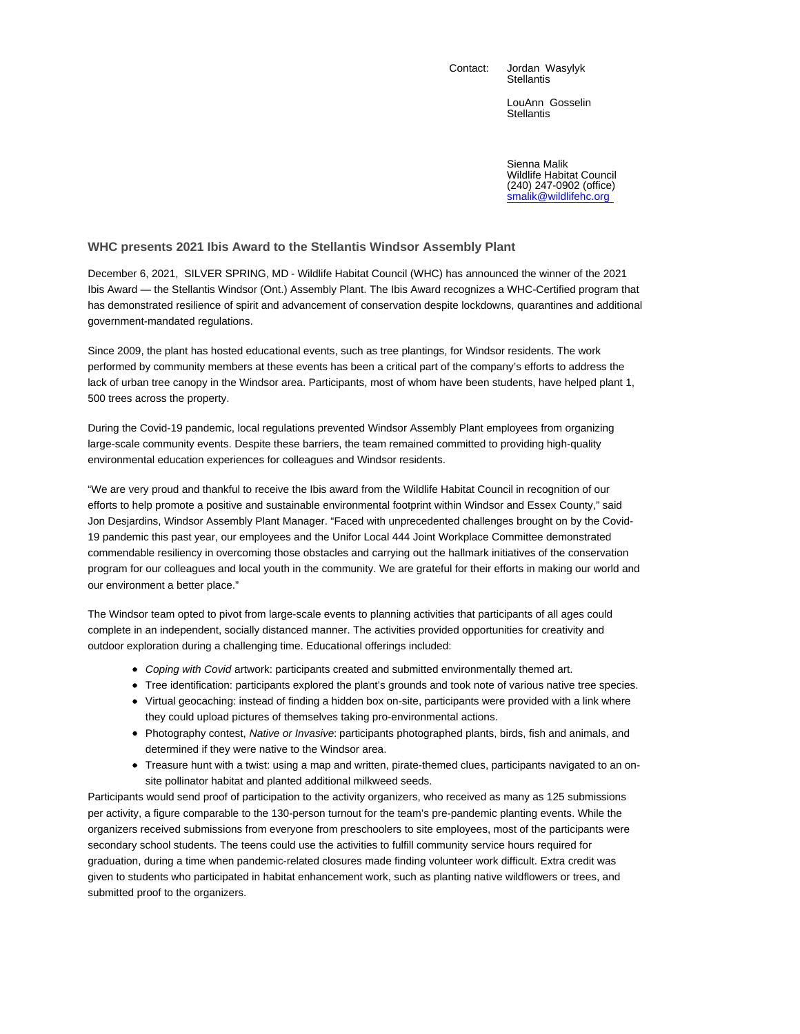Contact: Jordan Wasylyk
Stellantis

LouAnn Gosselin
Stellantis

Sienna Malik
Wildlife Habitat Council
(240) 247-0902 (office)
smalik@wildlifehc.org

### WHC presents 2021 Ibis Award to the Stellantis Windsor Assembly Plant

December 6, 2021, SILVER SPRING, MD - Wildlife Habitat Council (WHC) has announced the winner of the 2021 Ibis Award — the Stellantis Windsor (Ont.) Assembly Plant. The Ibis Award recognizes a WHC-Certified program that has demonstrated resilience of spirit and advancement of conservation despite lockdowns, quarantines and additional government-mandated regulations.

Since 2009, the plant has hosted educational events, such as tree plantings, for Windsor residents. The work performed by community members at these events has been a critical part of the company's efforts to address the lack of urban tree canopy in the Windsor area. Participants, most of whom have been students, have helped plant 1, 500 trees across the property.

During the Covid-19 pandemic, local regulations prevented Windsor Assembly Plant employees from organizing large-scale community events. Despite these barriers, the team remained committed to providing high-quality environmental education experiences for colleagues and Windsor residents.

"We are very proud and thankful to receive the Ibis award from the Wildlife Habitat Council in recognition of our efforts to help promote a positive and sustainable environmental footprint within Windsor and Essex County," said Jon Desjardins, Windsor Assembly Plant Manager. "Faced with unprecedented challenges brought on by the Covid-19 pandemic this past year, our employees and the Unifor Local 444 Joint Workplace Committee demonstrated commendable resiliency in overcoming those obstacles and carrying out the hallmark initiatives of the conservation program for our colleagues and local youth in the community. We are grateful for their efforts in making our world and our environment a better place."

The Windsor team opted to pivot from large-scale events to planning activities that participants of all ages could complete in an independent, socially distanced manner. The activities provided opportunities for creativity and outdoor exploration during a challenging time. Educational offerings included:

- *Coping with Covid* artwork: participants created and submitted environmentally themed art.
- Tree identification: participants explored the plant's grounds and took note of various native tree species.
- Virtual geocaching: instead of finding a hidden box on-site, participants were provided with a link where they could upload pictures of themselves taking pro-environmental actions.
- Photography contest, *Native or Invasive*: participants photographed plants, birds, fish and animals, and determined if they were native to the Windsor area.
- Treasure hunt with a twist: using a map and written, pirate-themed clues, participants navigated to an on-site pollinator habitat and planted additional milkweed seeds.

Participants would send proof of participation to the activity organizers, who received as many as 125 submissions per activity, a figure comparable to the 130-person turnout for the team's pre-pandemic planting events. While the organizers received submissions from everyone from preschoolers to site employees, most of the participants were secondary school students. The teens could use the activities to fulfill community service hours required for graduation, during a time when pandemic-related closures made finding volunteer work difficult. Extra credit was given to students who participated in habitat enhancement work, such as planting native wildflowers or trees, and submitted proof to the organizers.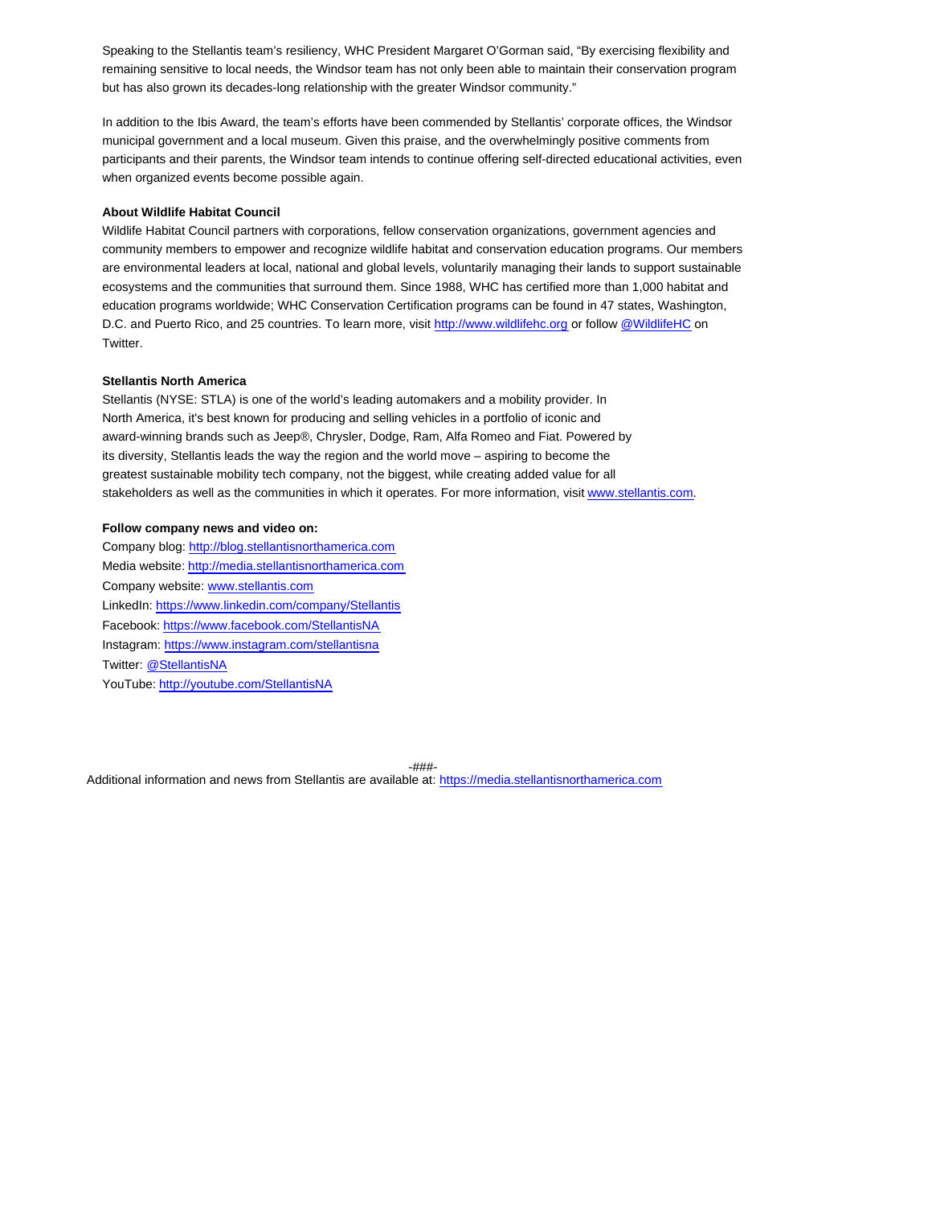Speaking to the Stellantis team's resiliency, WHC President Margaret O'Gorman said, "By exercising flexibility and remaining sensitive to local needs, the Windsor team has not only been able to maintain their conservation program but has also grown its decades-long relationship with the greater Windsor community."

In addition to the Ibis Award, the team's efforts have been commended by Stellantis' corporate offices, the Windsor municipal government and a local museum. Given this praise, and the overwhelmingly positive comments from participants and their parents, the Windsor team intends to continue offering self-directed educational activities, even when organized events become possible again.

**About Wildlife Habitat Council**

Wildlife Habitat Council partners with corporations, fellow conservation organizations, government agencies and community members to empower and recognize wildlife habitat and conservation education programs. Our members are environmental leaders at local, national and global levels, voluntarily managing their lands to support sustainable ecosystems and the communities that surround them. Since 1988, WHC has certified more than 1,000 habitat and education programs worldwide; WHC Conservation Certification programs can be found in 47 states, Washington, D.C. and Puerto Rico, and 25 countries. To learn more, visit http://www.wildlifehc.org or follow @WildlifeHC on Twitter.

**Stellantis North America**

Stellantis (NYSE: STLA) is one of the world's leading automakers and a mobility provider. In North America, it's best known for producing and selling vehicles in a portfolio of iconic and award-winning brands such as Jeep®, Chrysler, Dodge, Ram, Alfa Romeo and Fiat. Powered by its diversity, Stellantis leads the way the region and the world move – aspiring to become the greatest sustainable mobility tech company, not the biggest, while creating added value for all stakeholders as well as the communities in which it operates. For more information, visit www.stellantis.com.

**Follow company news and video on:**

Company blog: http://blog.stellantisnorthamerica.com
Media website: http://media.stellantisnorthamerica.com
Company website: www.stellantis.com
LinkedIn: https://www.linkedin.com/company/Stellantis
Facebook: https://www.facebook.com/StellantisNA
Instagram: https://www.instagram.com/stellantisna
Twitter: @StellantisNA
YouTube: http://youtube.com/StellantisNA

-###-

Additional information and news from Stellantis are available at: https://media.stellantisnorthamerica.com